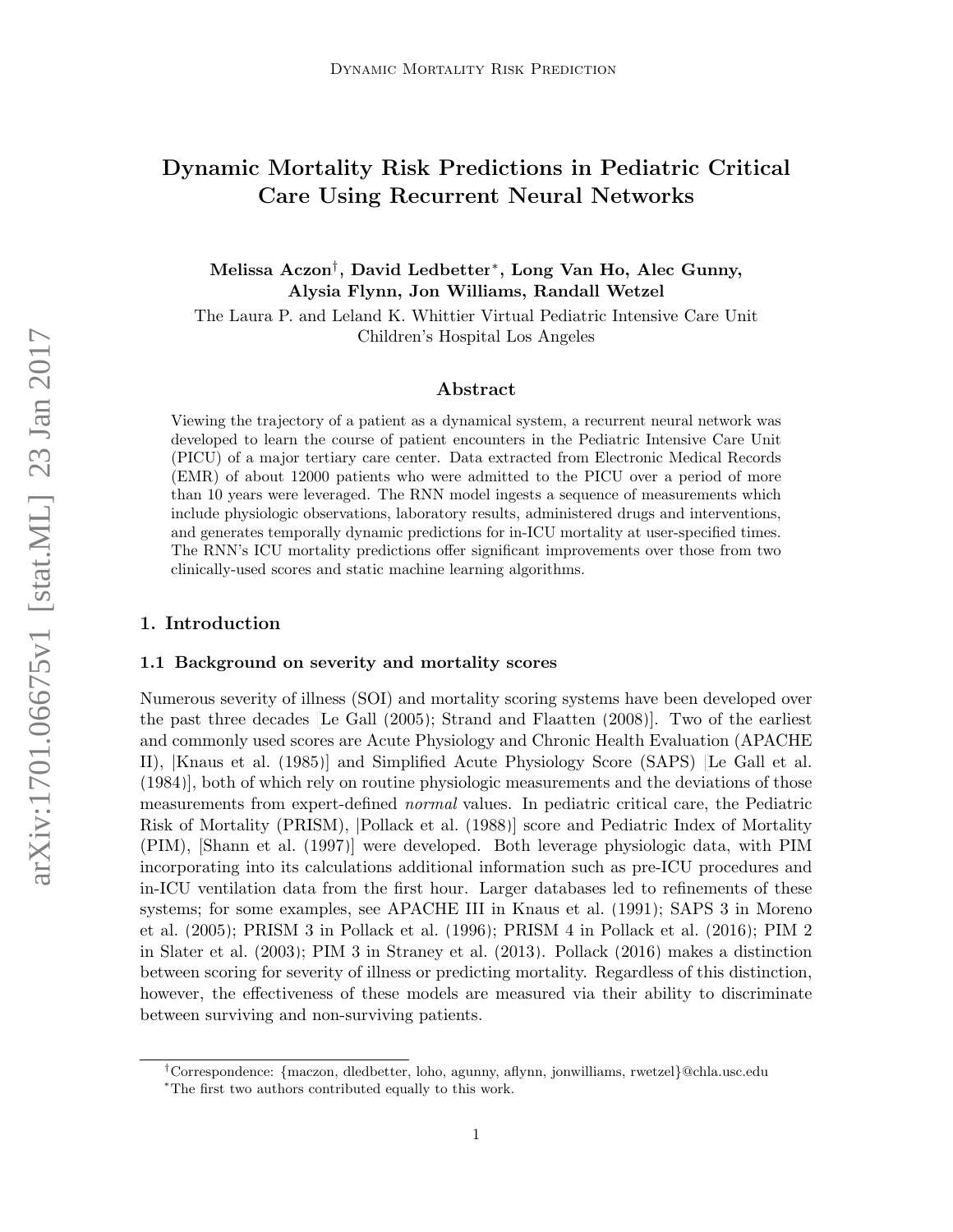# Dynamic Mortality Risk Predictions in Pediatric Critical Care Using Recurrent Neural Networks

**Melissa Aczon[†], David Ledbetter[*], Long Van Ho, Alec Gunny, Alysia Flynn, Jon Williams, Randall Wetzel**

The Laura P. and Leland K. Whittier Virtual Pediatric Intensive Care Unit
Children's Hospital Los Angeles

## Abstract

Viewing the trajectory of a patient as a dynamical system, a recurrent neural network was developed to learn the course of patient encounters in the Pediatric Intensive Care Unit (PICU) of a major tertiary care center. Data extracted from Electronic Medical Records (EMR) of about 12000 patients who were admitted to the PICU over a period of more than 10 years were leveraged. The RNN model ingests a sequence of measurements which include physiologic observations, laboratory results, administered drugs and interventions, and generates temporally dynamic predictions for in-ICU mortality at user-specified times. The RNN's ICU mortality predictions offer significant improvements over those from two clinically-used scores and static machine learning algorithms.

## 1. Introduction

### 1.1 Background on severity and mortality scores

Numerous severity of illness (SOI) and mortality scoring systems have been developed over the past three decades [Le Gall (2005); Strand and Flaatten (2008)]. Two of the earliest and commonly used scores are Acute Physiology and Chronic Health Evaluation (APACHE II), [Knaus et al. (1985)] and Simplified Acute Physiology Score (SAPS) [Le Gall et al. (1984)], both of which rely on routine physiologic measurements and the deviations of those measurements from expert-defined *normal* values. In pediatric critical care, the Pediatric Risk of Mortality (PRISM), [Pollack et al. (1988)] score and Pediatric Index of Mortality (PIM), [Shann et al. (1997)] were developed. Both leverage physiologic data, with PIM incorporating into its calculations additional information such as pre-ICU procedures and in-ICU ventilation data from the first hour. Larger databases led to refinements of these systems; for some examples, see APACHE III in Knaus et al. (1991); SAPS 3 in Moreno et al. (2005); PRISM 3 in Pollack et al. (1996); PRISM 4 in Pollack et al. (2016); PIM 2 in Slater et al. (2003); PIM 3 in Straney et al. (2013). Pollack (2016) makes a distinction between scoring for severity of illness or predicting mortality. Regardless of this distinction, however, the effectiveness of these models are measured via their ability to discriminate between surviving and non-surviving patients.

[†]Correspondence: {maczon, dledbetter, loho, agunny, aflynn, jonwilliams, rwetzel}@chla.usc.edu

[*]The first two authors contributed equally to this work.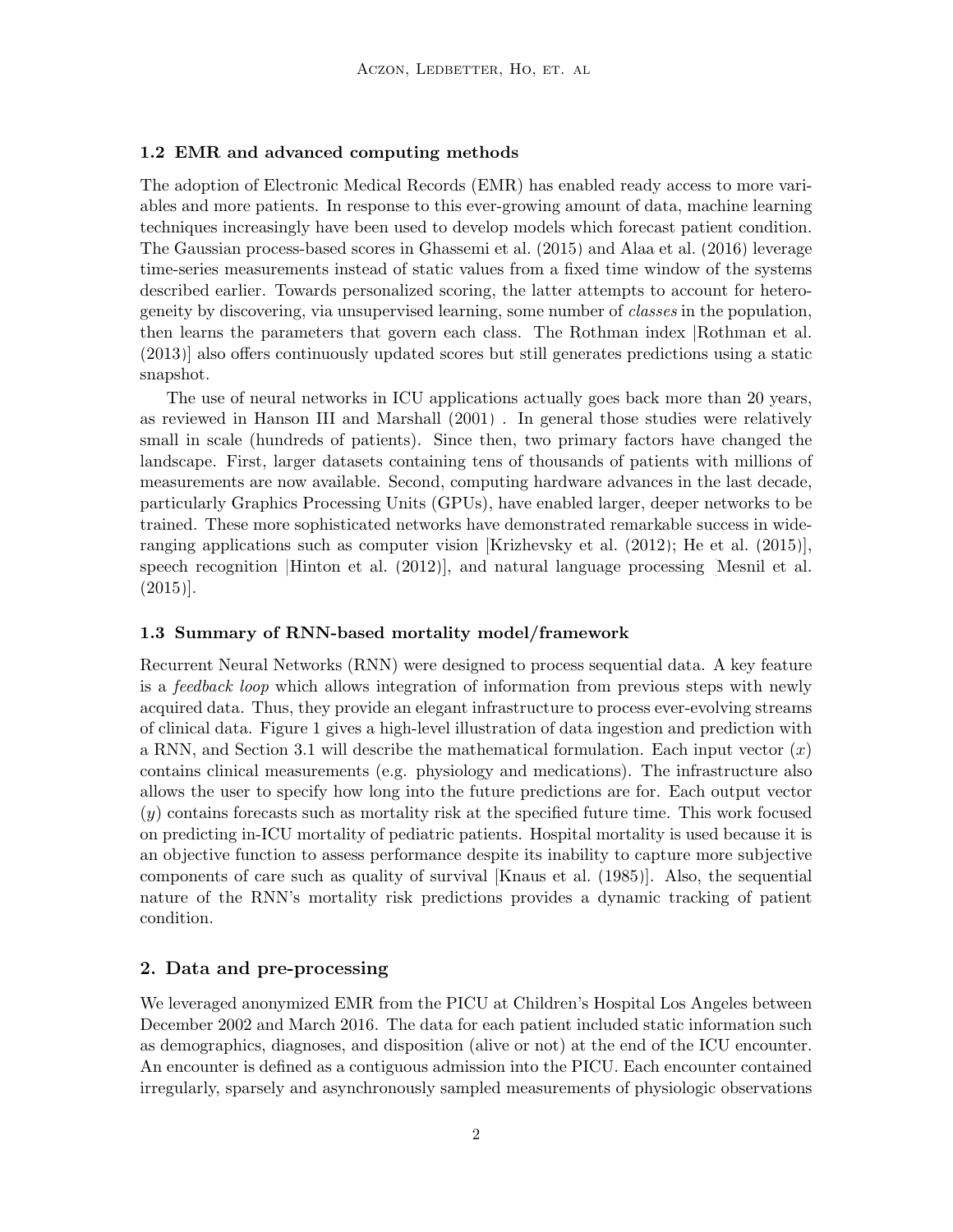### 1.2 EMR and advanced computing methods

The adoption of Electronic Medical Records (EMR) has enabled ready access to more variables and more patients. In response to this ever-growing amount of data, machine learning techniques increasingly have been used to develop models which forecast patient condition. The Gaussian process-based scores in Ghassemi et al. (2015) and Alaa et al. (2016) leverage time-series measurements instead of static values from a fixed time window of the systems described earlier. Towards personalized scoring, the latter attempts to account for heterogeneity by discovering, via unsupervised learning, some number of *classes* in the population, then learns the parameters that govern each class. The Rothman index [Rothman et al. (2013)] also offers continuously updated scores but still generates predictions using a static snapshot.

The use of neural networks in ICU applications actually goes back more than 20 years, as reviewed in Hanson III and Marshall (2001) . In general those studies were relatively small in scale (hundreds of patients). Since then, two primary factors have changed the landscape. First, larger datasets containing tens of thousands of patients with millions of measurements are now available. Second, computing hardware advances in the last decade, particularly Graphics Processing Units (GPUs), have enabled larger, deeper networks to be trained. These more sophisticated networks have demonstrated remarkable success in wide-ranging applications such as computer vision [Krizhevsky et al. (2012); He et al. (2015)], speech recognition [Hinton et al. (2012)], and natural language processing [Mesnil et al. (2015)].

### 1.3 Summary of RNN-based mortality model/framework

Recurrent Neural Networks (RNN) were designed to process sequential data. A key feature is a *feedback loop* which allows integration of information from previous steps with newly acquired data. Thus, they provide an elegant infrastructure to process ever-evolving streams of clinical data. Figure 1 gives a high-level illustration of data ingestion and prediction with a RNN, and Section 3.1 will describe the mathematical formulation. Each input vector ($x$) contains clinical measurements (e.g. physiology and medications). The infrastructure also allows the user to specify how long into the future predictions are for. Each output vector ($y$) contains forecasts such as mortality risk at the specified future time. This work focused on predicting in-ICU mortality of pediatric patients. Hospital mortality is used because it is an objective function to assess performance despite its inability to capture more subjective components of care such as quality of survival [Knaus et al. (1985)]. Also, the sequential nature of the RNN's mortality risk predictions provides a dynamic tracking of patient condition.

## 2. Data and pre-processing

We leveraged anonymized EMR from the PICU at Children's Hospital Los Angeles between December 2002 and March 2016. The data for each patient included static information such as demographics, diagnoses, and disposition (alive or not) at the end of the ICU encounter. An encounter is defined as a contiguous admission into the PICU. Each encounter contained irregularly, sparsely and asynchronously sampled measurements of physiologic observations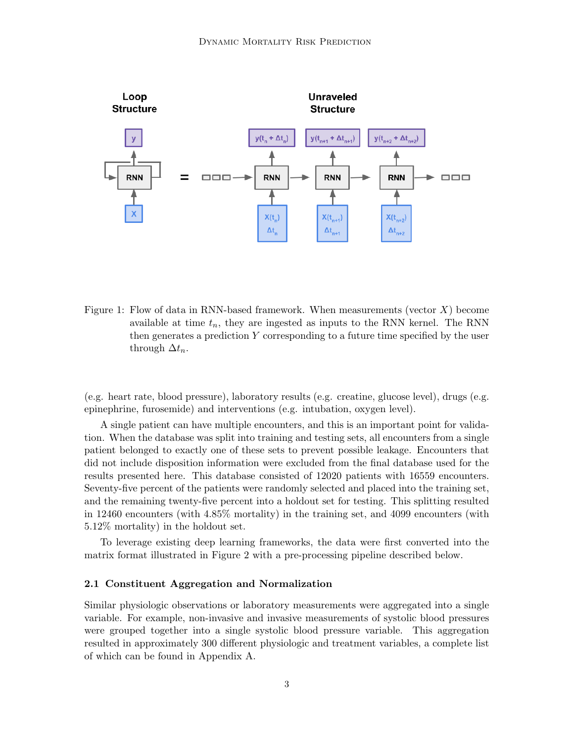Figure 1: Flow of data in RNN-based framework. When measurements (vector $X$) become available at time $t_n$, they are ingested as inputs to the RNN kernel. The RNN then generates a prediction $Y$ corresponding to a future time specified by the user through $\Delta t_n$.

(e.g. heart rate, blood pressure), laboratory results (e.g. creatine, glucose level), drugs (e.g. epinephrine, furosemide) and interventions (e.g. intubation, oxygen level).

A single patient can have multiple encounters, and this is an important point for validation. When the database was split into training and testing sets, all encounters from a single patient belonged to exactly one of these sets to prevent possible leakage. Encounters that did not include disposition information were excluded from the final database used for the results presented here. This database consisted of 12020 patients with 16559 encounters. Seventy-five percent of the patients were randomly selected and placed into the training set, and the remaining twenty-five percent into a holdout set for testing. This splitting resulted in 12460 encounters (with 4.85% mortality) in the training set, and 4099 encounters (with 5.12% mortality) in the holdout set.

To leverage existing deep learning frameworks, the data were first converted into the matrix format illustrated in Figure 2 with a pre-processing pipeline described below.

### 2.1 Constituent Aggregation and Normalization

Similar physiologic observations or laboratory measurements were aggregated into a single variable. For example, non-invasive and invasive measurements of systolic blood pressures were grouped together into a single systolic blood pressure variable. This aggregation resulted in approximately 300 different physiologic and treatment variables, a complete list of which can be found in Appendix A.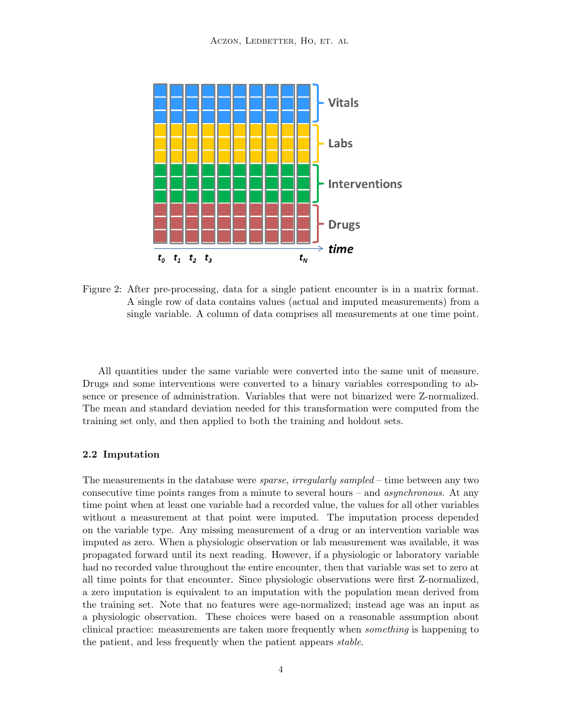Figure 2: After pre-processing, data for a single patient encounter is in a matrix format. A single row of data contains values (actual and imputed measurements) from a single variable. A column of data comprises all measurements at one time point.

All quantities under the same variable were converted into the same unit of measure. Drugs and some interventions were converted to a binary variables corresponding to absence or presence of administration. Variables that were not binarized were Z-normalized. The mean and standard deviation needed for this transformation were computed from the training set only, and then applied to both the training and holdout sets.

### 2.2 Imputation

The measurements in the database were *sparse*, *irregularly sampled* – time between any two consecutive time points ranges from a minute to several hours – and *asynchronous*. At any time point when at least one variable had a recorded value, the values for all other variables without a measurement at that point were imputed. The imputation process depended on the variable type. Any missing measurement of a drug or an intervention variable was imputed as zero. When a physiologic observation or lab measurement was available, it was propagated forward until its next reading. However, if a physiologic or laboratory variable had no recorded value throughout the entire encounter, then that variable was set to zero at all time points for that encounter. Since physiologic observations were first Z-normalized, a zero imputation is equivalent to an imputation with the population mean derived from the training set. Note that no features were age-normalized; instead age was an input as a physiologic observation. These choices were based on a reasonable assumption about clinical practice: measurements are taken more frequently when *something* is happening to the patient, and less frequently when the patient appears *stable*.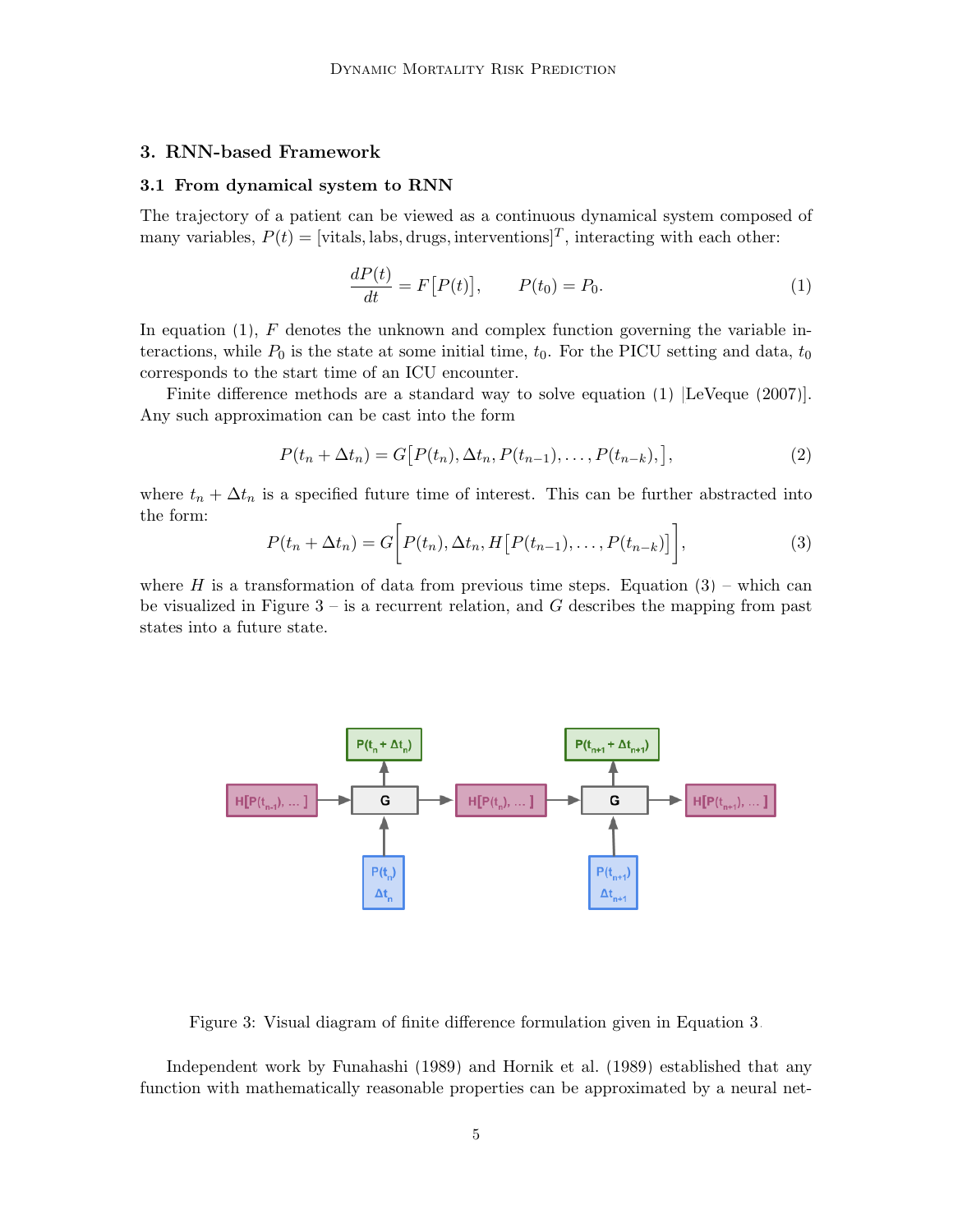## 3. RNN-based Framework

### 3.1 From dynamical system to RNN

The trajectory of a patient can be viewed as a continuous dynamical system composed of many variables, $P(t) = [\text{vitals}, \text{labs}, \text{drugs}, \text{interventions}]^T$, interacting with each other:

$$\frac{dP(t)}{dt} = F\big[P(t)\big], \qquad P(t_0) = P_0. \tag{1}$$

In equation (1), $F$ denotes the unknown and complex function governing the variable interactions, while $P_0$ is the state at some initial time, $t_0$. For the PICU setting and data, $t_0$ corresponds to the start time of an ICU encounter.

Finite difference methods are a standard way to solve equation (1) [LeVeque (2007)]. Any such approximation can be cast into the form

$$P(t_n + \Delta t_n) = G\big[P(t_n), \Delta t_n, P(t_{n-1}), \ldots, P(t_{n-k}), \big], \tag{2}$$

where $t_n + \Delta t_n$ is a specified future time of interest. This can be further abstracted into the form:

$$P(t_n + \Delta t_n) = G\Big[P(t_n), \Delta t_n, H\big[P(t_{n-1}), \ldots, P(t_{n-k})\big]\Big], \tag{3}$$

where $H$ is a transformation of data from previous time steps. Equation (3) – which can be visualized in Figure 3 – is a recurrent relation, and $G$ describes the mapping from past states into a future state.

Figure 3: Visual diagram of finite difference formulation given in Equation 3.

Independent work by Funahashi (1989) and Hornik et al. (1989) established that any function with mathematically reasonable properties can be approximated by a neural net-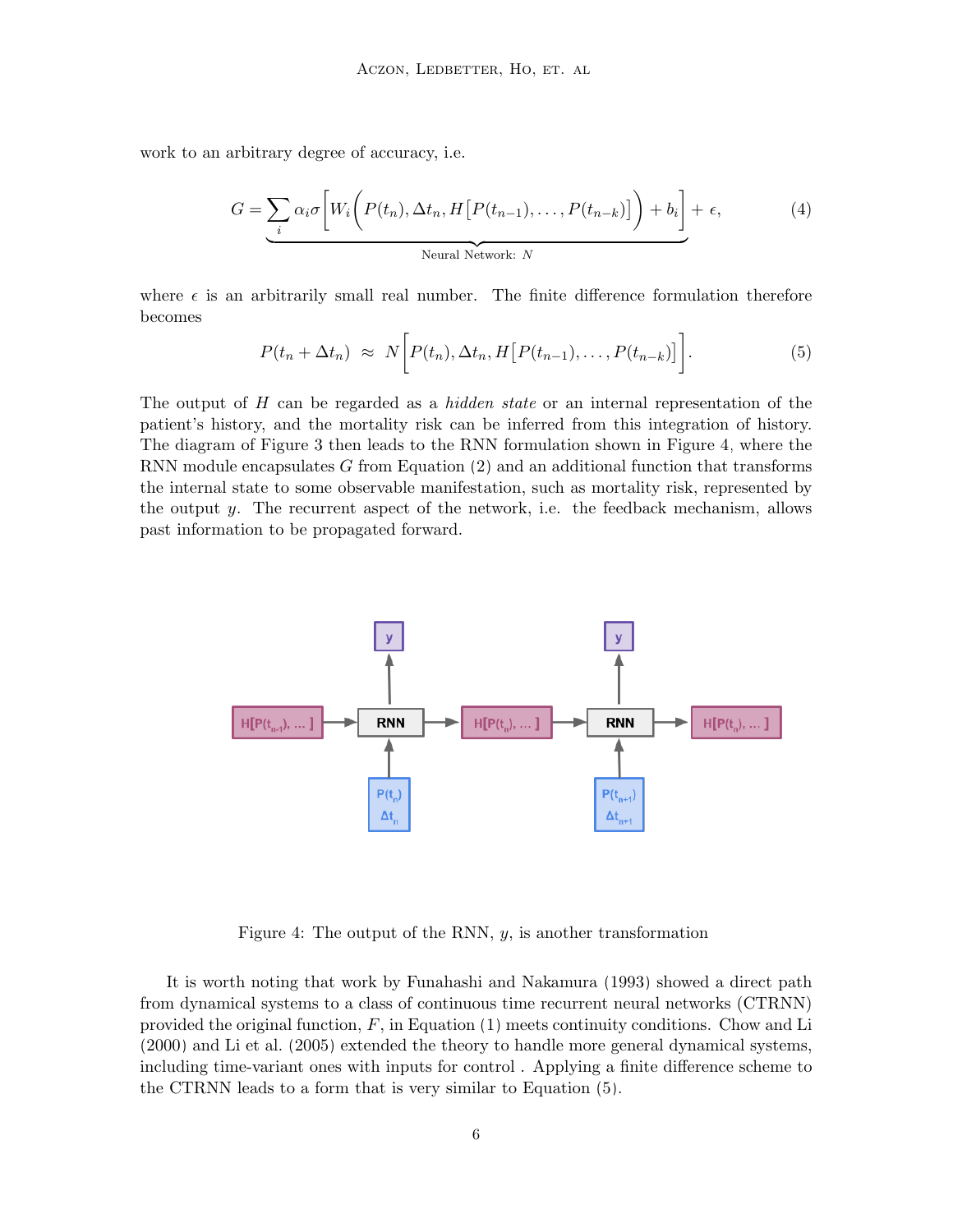work to an arbitrary degree of accuracy, i.e.

$$G = \underbrace{\sum_i \alpha_i \sigma \Bigg[ W_i \Bigg( P(t_n), \Delta t_n, H\big[P(t_{n-1}), \ldots, P(t_{n-k})\big] \Bigg) + b_i \Bigg]}_{\text{Neural Network: } N} + \epsilon, \tag{4}$$

where $\epsilon$ is an arbitrarily small real number. The finite difference formulation therefore becomes

$$P(t_n + \Delta t_n) \;\approx\; N\Bigg[ P(t_n), \Delta t_n, H\big[P(t_{n-1}), \ldots, P(t_{n-k})\big] \Bigg]. \tag{5}$$

The output of $H$ can be regarded as a *hidden state* or an internal representation of the patient's history, and the mortality risk can be inferred from this integration of history. The diagram of Figure 3 then leads to the RNN formulation shown in Figure 4, where the RNN module encapsulates $G$ from Equation (2) and an additional function that transforms the internal state to some observable manifestation, such as mortality risk, represented by the output $y$. The recurrent aspect of the network, i.e. the feedback mechanism, allows past information to be propagated forward.

Figure 4: The output of the RNN, $y$, is another transformation

It is worth noting that work by Funahashi and Nakamura (1993) showed a direct path from dynamical systems to a class of continuous time recurrent neural networks (CTRNN) provided the original function, $F$, in Equation (1) meets continuity conditions. Chow and Li (2000) and Li et al. (2005) extended the theory to handle more general dynamical systems, including time-variant ones with inputs for control . Applying a finite difference scheme to the CTRNN leads to a form that is very similar to Equation (5).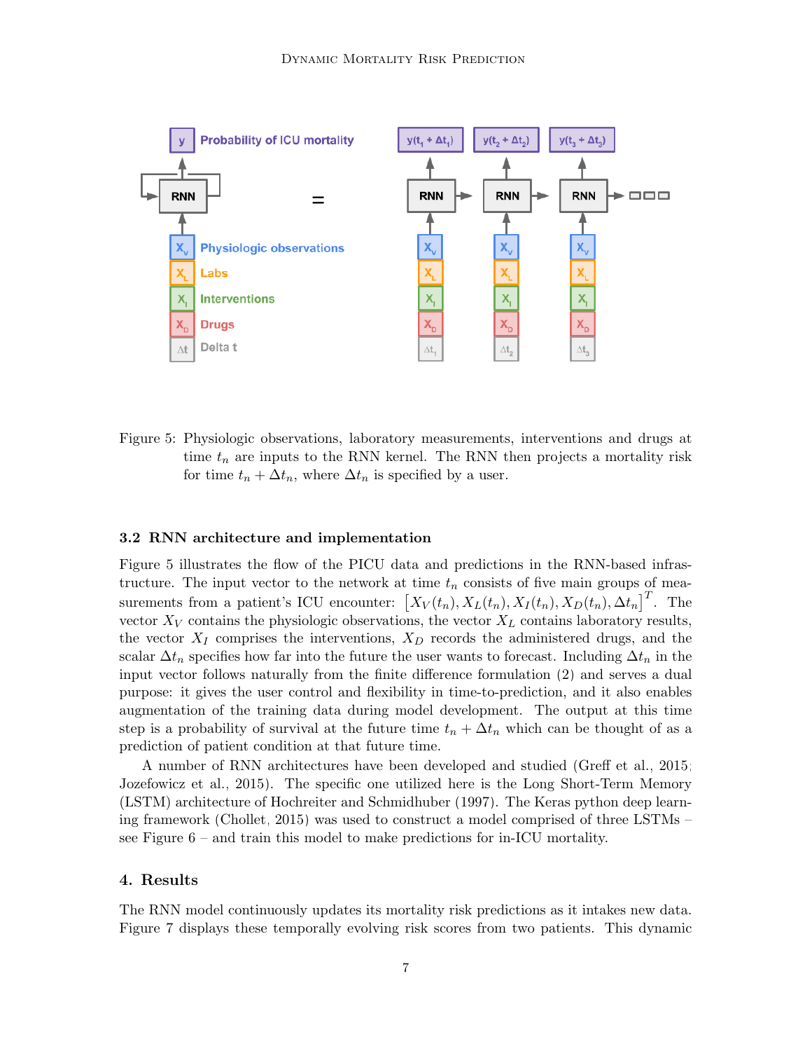Figure 5: Physiologic observations, laboratory measurements, interventions and drugs at time $t_n$ are inputs to the RNN kernel. The RNN then projects a mortality risk for time $t_n + \Delta t_n$, where $\Delta t_n$ is specified by a user.

### 3.2 RNN architecture and implementation

Figure 5 illustrates the flow of the PICU data and predictions in the RNN-based infrastructure. The input vector to the network at time $t_n$ consists of five main groups of measurements from a patient's ICU encounter: $\left[X_V(t_n), X_L(t_n), X_I(t_n), X_D(t_n), \Delta t_n\right]^T$. The vector $X_V$ contains the physiologic observations, the vector $X_L$ contains laboratory results, the vector $X_I$ comprises the interventions, $X_D$ records the administered drugs, and the scalar $\Delta t_n$ specifies how far into the future the user wants to forecast. Including $\Delta t_n$ in the input vector follows naturally from the finite difference formulation (2) and serves a dual purpose: it gives the user control and flexibility in time-to-prediction, and it also enables augmentation of the training data during model development. The output at this time step is a probability of survival at the future time $t_n + \Delta t_n$ which can be thought of as a prediction of patient condition at that future time.

A number of RNN architectures have been developed and studied (Greff et al., 2015; Jozefowicz et al., 2015). The specific one utilized here is the Long Short-Term Memory (LSTM) architecture of Hochreiter and Schmidhuber (1997). The Keras python deep learning framework (Chollet, 2015) was used to construct a model comprised of three LSTMs – see Figure 6 – and train this model to make predictions for in-ICU mortality.

## 4. Results

The RNN model continuously updates its mortality risk predictions as it intakes new data. Figure 7 displays these temporally evolving risk scores from two patients. This dynamic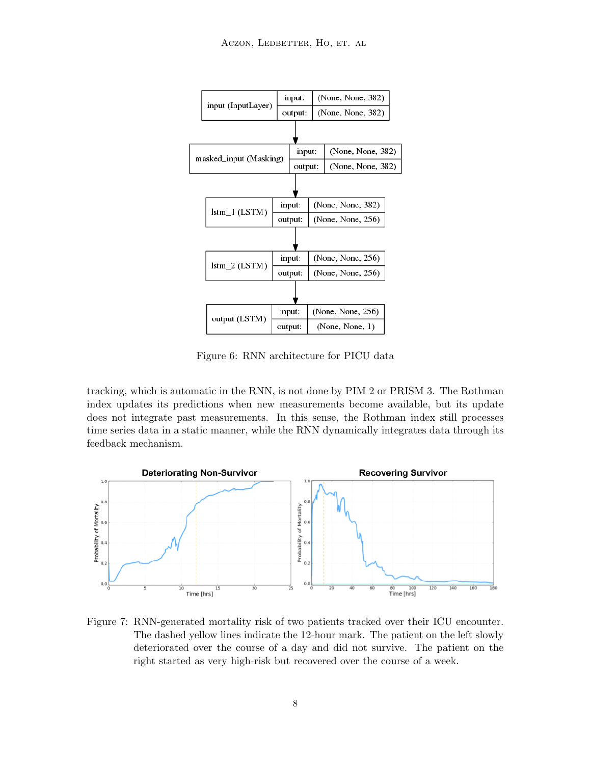| | | |
|---|---|---|
| input (InputLayer) | input: | (None, None, 382) |
| | output: | (None, None, 382) |

| | | |
|---|---|---|
| masked_input (Masking) | input: | (None, None, 382) |
| | output: | (None, None, 382) |

| | | |
|---|---|---|
| lstm_1 (LSTM) | input: | (None, None, 382) |
| | output: | (None, None, 256) |

| | | |
|---|---|---|
| lstm_2 (LSTM) | input: | (None, None, 256) |
| | output: | (None, None, 256) |

| | | |
|---|---|---|
| output (LSTM) | input: | (None, None, 256) |
| | output: | (None, None, 1) |

Figure 6: RNN architecture for PICU data

tracking, which is automatic in the RNN, is not done by PIM 2 or PRISM 3. The Rothman index updates its predictions when new measurements become available, but its update does not integrate past measurements. In this sense, the Rothman index still processes time series data in a static manner, while the RNN dynamically integrates data through its feedback mechanism.

Figure 7: RNN-generated mortality risk of two patients tracked over their ICU encounter. The dashed yellow lines indicate the 12-hour mark. The patient on the left slowly deteriorated over the course of a day and did not survive. The patient on the right started as very high-risk but recovered over the course of a week.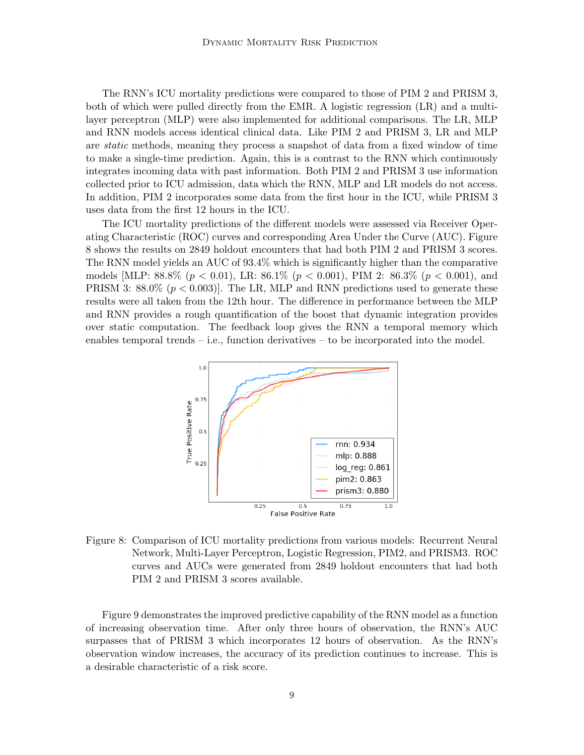The RNN's ICU mortality predictions were compared to those of PIM 2 and PRISM 3, both of which were pulled directly from the EMR. A logistic regression (LR) and a multi-layer perceptron (MLP) were also implemented for additional comparisons. The LR, MLP and RNN models access identical clinical data. Like PIM 2 and PRISM 3, LR and MLP are *static* methods, meaning they process a snapshot of data from a fixed window of time to make a single-time prediction. Again, this is a contrast to the RNN which continuously integrates incoming data with past information. Both PIM 2 and PRISM 3 use information collected prior to ICU admission, data which the RNN, MLP and LR models do not access. In addition, PIM 2 incorporates some data from the first hour in the ICU, while PRISM 3 uses data from the first 12 hours in the ICU.

The ICU mortality predictions of the different models were assessed via Receiver Operating Characteristic (ROC) curves and corresponding Area Under the Curve (AUC). Figure 8 shows the results on 2849 holdout encounters that had both PIM 2 and PRISM 3 scores. The RNN model yields an AUC of 93.4% which is significantly higher than the comparative models [MLP: 88.8% ($p < 0.01$), LR: 86.1% ($p < 0.001$), PIM 2: 86.3% ($p < 0.001$), and PRISM 3: 88.0% ($p < 0.003$)]. The LR, MLP and RNN predictions used to generate these results were all taken from the 12th hour. The difference in performance between the MLP and RNN provides a rough quantification of the boost that dynamic integration provides over static computation. The feedback loop gives the RNN a temporal memory which enables temporal trends – i.e., function derivatives – to be incorporated into the model.

Figure 8: Comparison of ICU mortality predictions from various models: Recurrent Neural Network, Multi-Layer Perceptron, Logistic Regression, PIM2, and PRISM3. ROC curves and AUCs were generated from 2849 holdout encounters that had both PIM 2 and PRISM 3 scores available.

Figure 9 demonstrates the improved predictive capability of the RNN model as a function of increasing observation time. After only three hours of observation, the RNN's AUC surpasses that of PRISM 3 which incorporates 12 hours of observation. As the RNN's observation window increases, the accuracy of its prediction continues to increase. This is a desirable characteristic of a risk score.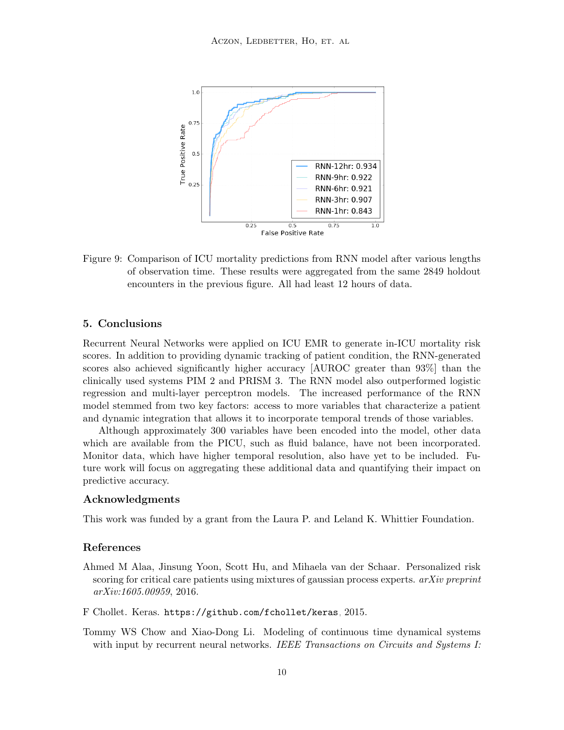Figure 9: Comparison of ICU mortality predictions from RNN model after various lengths of observation time. These results were aggregated from the same 2849 holdout encounters in the previous figure. All had least 12 hours of data.

## 5. Conclusions

Recurrent Neural Networks were applied on ICU EMR to generate in-ICU mortality risk scores. In addition to providing dynamic tracking of patient condition, the RNN-generated scores also achieved significantly higher accuracy [AUROC greater than 93%] than the clinically used systems PIM 2 and PRISM 3. The RNN model also outperformed logistic regression and multi-layer perceptron models. The increased performance of the RNN model stemmed from two key factors: access to more variables that characterize a patient and dynamic integration that allows it to incorporate temporal trends of those variables.

Although approximately 300 variables have been encoded into the model, other data which are available from the PICU, such as fluid balance, have not been incorporated. Monitor data, which have higher temporal resolution, also have yet to be included. Future work will focus on aggregating these additional data and quantifying their impact on predictive accuracy.

### Acknowledgments

This work was funded by a grant from the Laura P. and Leland K. Whittier Foundation.

### References

Ahmed M Alaa, Jinsung Yoon, Scott Hu, and Mihaela van der Schaar. Personalized risk scoring for critical care patients using mixtures of gaussian process experts. *arXiv preprint arXiv:1605.00959*, 2016.

F Chollet. Keras. `https://github.com/fchollet/keras`, 2015.

Tommy WS Chow and Xiao-Dong Li. Modeling of continuous time dynamical systems with input by recurrent neural networks. *IEEE Transactions on Circuits and Systems I:*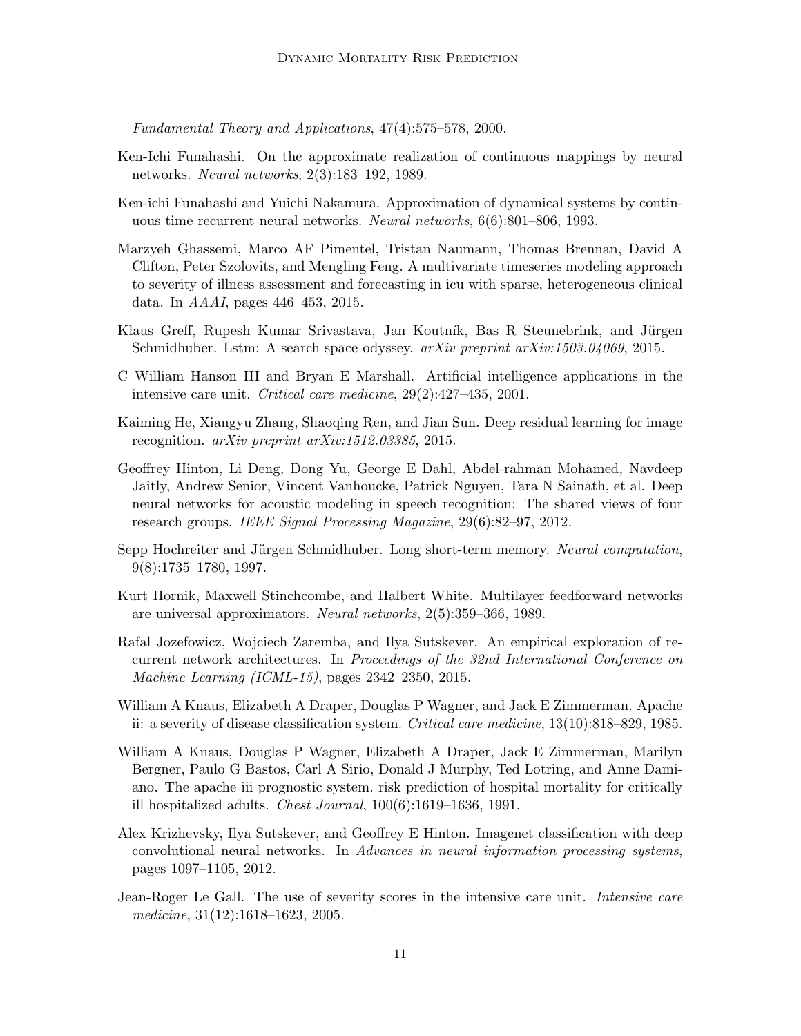*Fundamental Theory and Applications*, 47(4):575–578, 2000.

Ken-Ichi Funahashi. On the approximate realization of continuous mappings by neural networks. *Neural networks*, 2(3):183–192, 1989.

Ken-ichi Funahashi and Yuichi Nakamura. Approximation of dynamical systems by continuous time recurrent neural networks. *Neural networks*, 6(6):801–806, 1993.

Marzyeh Ghassemi, Marco AF Pimentel, Tristan Naumann, Thomas Brennan, David A Clifton, Peter Szolovits, and Mengling Feng. A multivariate timeseries modeling approach to severity of illness assessment and forecasting in icu with sparse, heterogeneous clinical data. In *AAAI*, pages 446–453, 2015.

Klaus Greff, Rupesh Kumar Srivastava, Jan Koutník, Bas R Steunebrink, and Jürgen Schmidhuber. Lstm: A search space odyssey. *arXiv preprint arXiv:1503.04069*, 2015.

C William Hanson III and Bryan E Marshall. Artificial intelligence applications in the intensive care unit. *Critical care medicine*, 29(2):427–435, 2001.

Kaiming He, Xiangyu Zhang, Shaoqing Ren, and Jian Sun. Deep residual learning for image recognition. *arXiv preprint arXiv:1512.03385*, 2015.

Geoffrey Hinton, Li Deng, Dong Yu, George E Dahl, Abdel-rahman Mohamed, Navdeep Jaitly, Andrew Senior, Vincent Vanhoucke, Patrick Nguyen, Tara N Sainath, et al. Deep neural networks for acoustic modeling in speech recognition: The shared views of four research groups. *IEEE Signal Processing Magazine*, 29(6):82–97, 2012.

Sepp Hochreiter and Jürgen Schmidhuber. Long short-term memory. *Neural computation*, 9(8):1735–1780, 1997.

Kurt Hornik, Maxwell Stinchcombe, and Halbert White. Multilayer feedforward networks are universal approximators. *Neural networks*, 2(5):359–366, 1989.

Rafal Jozefowicz, Wojciech Zaremba, and Ilya Sutskever. An empirical exploration of recurrent network architectures. In *Proceedings of the 32nd International Conference on Machine Learning (ICML-15)*, pages 2342–2350, 2015.

William A Knaus, Elizabeth A Draper, Douglas P Wagner, and Jack E Zimmerman. Apache ii: a severity of disease classification system. *Critical care medicine*, 13(10):818–829, 1985.

William A Knaus, Douglas P Wagner, Elizabeth A Draper, Jack E Zimmerman, Marilyn Bergner, Paulo G Bastos, Carl A Sirio, Donald J Murphy, Ted Lotring, and Anne Damiano. The apache iii prognostic system. risk prediction of hospital mortality for critically ill hospitalized adults. *Chest Journal*, 100(6):1619–1636, 1991.

Alex Krizhevsky, Ilya Sutskever, and Geoffrey E Hinton. Imagenet classification with deep convolutional neural networks. In *Advances in neural information processing systems*, pages 1097–1105, 2012.

Jean-Roger Le Gall. The use of severity scores in the intensive care unit. *Intensive care medicine*, 31(12):1618–1623, 2005.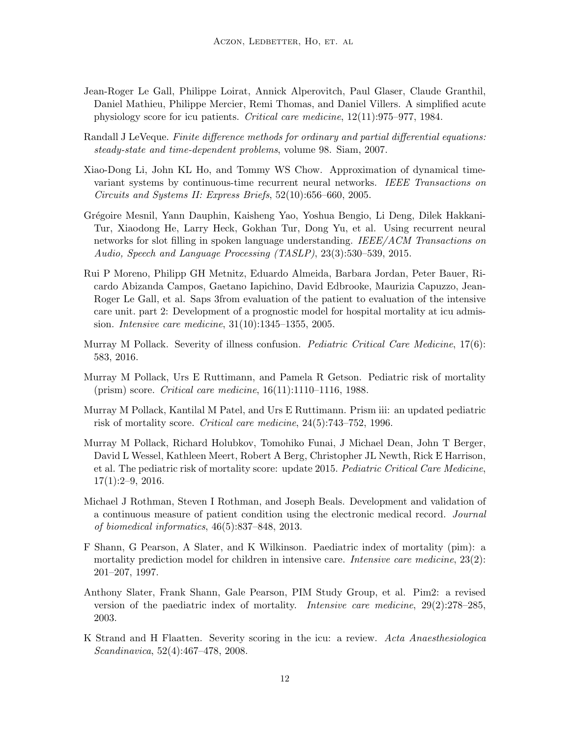Jean-Roger Le Gall, Philippe Loirat, Annick Alperovitch, Paul Glaser, Claude Granthil, Daniel Mathieu, Philippe Mercier, Remi Thomas, and Daniel Villers. A simplified acute physiology score for icu patients. *Critical care medicine*, 12(11):975–977, 1984.

Randall J LeVeque. *Finite difference methods for ordinary and partial differential equations: steady-state and time-dependent problems*, volume 98. Siam, 2007.

Xiao-Dong Li, John KL Ho, and Tommy WS Chow. Approximation of dynamical time-variant systems by continuous-time recurrent neural networks. *IEEE Transactions on Circuits and Systems II: Express Briefs*, 52(10):656–660, 2005.

Grégoire Mesnil, Yann Dauphin, Kaisheng Yao, Yoshua Bengio, Li Deng, Dilek Hakkani-Tur, Xiaodong He, Larry Heck, Gokhan Tur, Dong Yu, et al. Using recurrent neural networks for slot filling in spoken language understanding. *IEEE/ACM Transactions on Audio, Speech and Language Processing (TASLP)*, 23(3):530–539, 2015.

Rui P Moreno, Philipp GH Metnitz, Eduardo Almeida, Barbara Jordan, Peter Bauer, Ricardo Abizanda Campos, Gaetano Iapichino, David Edbrooke, Maurizia Capuzzo, Jean-Roger Le Gall, et al. Saps 3from evaluation of the patient to evaluation of the intensive care unit. part 2: Development of a prognostic model for hospital mortality at icu admission. *Intensive care medicine*, 31(10):1345–1355, 2005.

Murray M Pollack. Severity of illness confusion. *Pediatric Critical Care Medicine*, 17(6): 583, 2016.

Murray M Pollack, Urs E Ruttimann, and Pamela R Getson. Pediatric risk of mortality (prism) score. *Critical care medicine*, 16(11):1110–1116, 1988.

Murray M Pollack, Kantilal M Patel, and Urs E Ruttimann. Prism iii: an updated pediatric risk of mortality score. *Critical care medicine*, 24(5):743–752, 1996.

Murray M Pollack, Richard Holubkov, Tomohiko Funai, J Michael Dean, John T Berger, David L Wessel, Kathleen Meert, Robert A Berg, Christopher JL Newth, Rick E Harrison, et al. The pediatric risk of mortality score: update 2015. *Pediatric Critical Care Medicine*, 17(1):2–9, 2016.

Michael J Rothman, Steven I Rothman, and Joseph Beals. Development and validation of a continuous measure of patient condition using the electronic medical record. *Journal of biomedical informatics*, 46(5):837–848, 2013.

F Shann, G Pearson, A Slater, and K Wilkinson. Paediatric index of mortality (pim): a mortality prediction model for children in intensive care. *Intensive care medicine*, 23(2): 201–207, 1997.

Anthony Slater, Frank Shann, Gale Pearson, PIM Study Group, et al. Pim2: a revised version of the paediatric index of mortality. *Intensive care medicine*, 29(2):278–285, 2003.

K Strand and H Flaatten. Severity scoring in the icu: a review. *Acta Anaesthesiologica Scandinavica*, 52(4):467–478, 2008.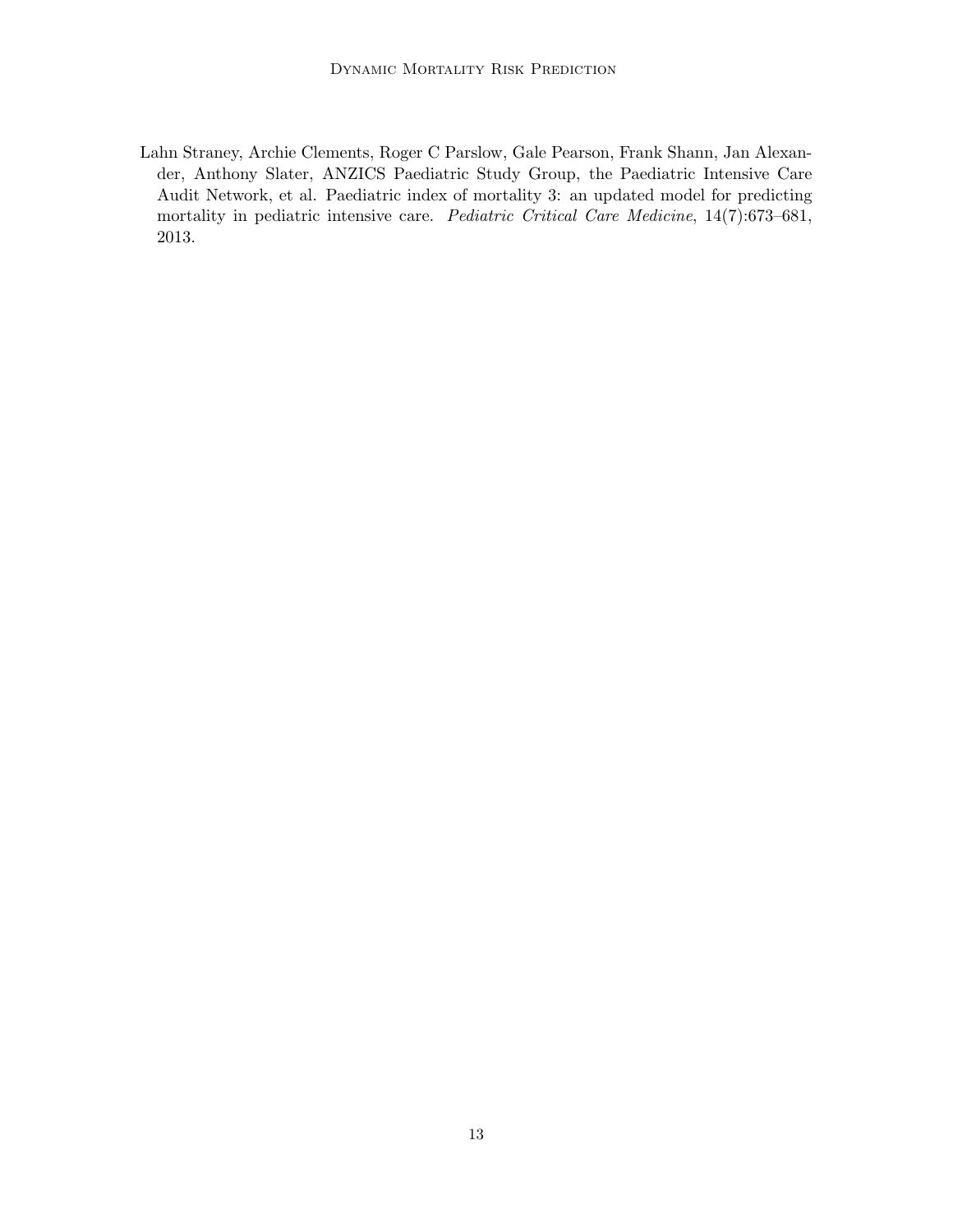Lahn Straney, Archie Clements, Roger C Parslow, Gale Pearson, Frank Shann, Jan Alexander, Anthony Slater, ANZICS Paediatric Study Group, the Paediatric Intensive Care Audit Network, et al. Paediatric index of mortality 3: an updated model for predicting mortality in pediatric intensive care. *Pediatric Critical Care Medicine*, 14(7):673–681, 2013.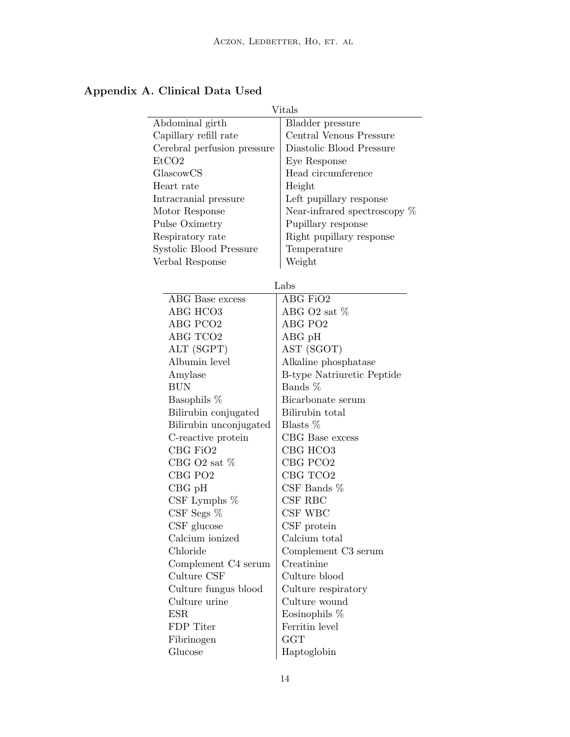## Appendix A. Clinical Data Used

Vitals

| | |
|---|---|
| Abdominal girth | Bladder pressure |
| Capillary refill rate | Central Venous Pressure |
| Cerebral perfusion pressure | Diastolic Blood Pressure |
| EtCO2 | Eye Response |
| GlascowCS | Head circumference |
| Heart rate | Height |
| Intracranial pressure | Left pupillary response |
| Motor Response | Near-infrared spectroscopy % |
| Pulse Oximetry | Pupillary response |
| Respiratory rate | Right pupillary response |
| Systolic Blood Pressure | Temperature |
| Verbal Response | Weight |

Labs

| | |
|---|---|
| ABG Base excess | ABG FiO2 |
| ABG HCO3 | ABG O2 sat % |
| ABG PCO2 | ABG PO2 |
| ABG TCO2 | ABG pH |
| ALT (SGPT) | AST (SGOT) |
| Albumin level | Alkaline phosphatase |
| Amylase | B-type Natriuretic Peptide |
| BUN | Bands % |
| Basophils % | Bicarbonate serum |
| Bilirubin conjugated | Bilirubin total |
| Bilirubin unconjugated | Blasts % |
| C-reactive protein | CBG Base excess |
| CBG FiO2 | CBG HCO3 |
| CBG O2 sat % | CBG PCO2 |
| CBG PO2 | CBG TCO2 |
| CBG pH | CSF Bands % |
| CSF Lymphs % | CSF RBC |
| CSF Segs % | CSF WBC |
| CSF glucose | CSF protein |
| Calcium ionized | Calcium total |
| Chloride | Complement C3 serum |
| Complement C4 serum | Creatinine |
| Culture CSF | Culture blood |
| Culture fungus blood | Culture respiratory |
| Culture urine | Culture wound |
| ESR | Eosinophils % |
| FDP Titer | Ferritin level |
| Fibrinogen | GGT |
| Glucose | Haptoglobin |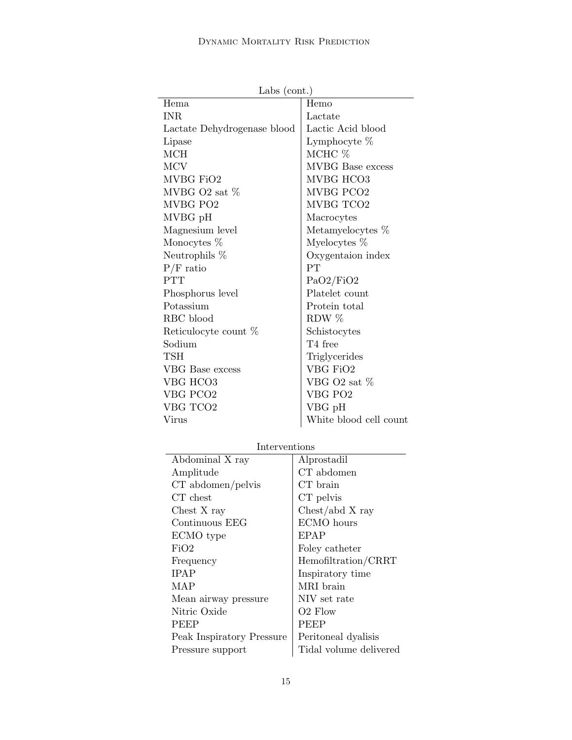Labs (cont.)

| | |
|---|---|
| Hema | Hemo |
| INR | Lactate |
| Lactate Dehydrogenase blood | Lactic Acid blood |
| Lipase | Lymphocyte % |
| MCH | MCHC % |
| MCV | MVBG Base excess |
| MVBG FiO2 | MVBG HCO3 |
| MVBG O2 sat % | MVBG PCO2 |
| MVBG PO2 | MVBG TCO2 |
| MVBG pH | Macrocytes |
| Magnesium level | Metamyelocytes % |
| Monocytes % | Myelocytes % |
| Neutrophils % | Oxygentaion index |
| P/F ratio | PT |
| PTT | PaO2/FiO2 |
| Phosphorus level | Platelet count |
| Potassium | Protein total |
| RBC blood | RDW % |
| Reticulocyte count % | Schistocytes |
| Sodium | T4 free |
| TSH | Triglycerides |
| VBG Base excess | VBG FiO2 |
| VBG HCO3 | VBG O2 sat % |
| VBG PCO2 | VBG PO2 |
| VBG TCO2 | VBG pH |
| Virus | White blood cell count |

Interventions

| | |
|---|---|
| Abdominal X ray | Alprostadil |
| Amplitude | CT abdomen |
| CT abdomen/pelvis | CT brain |
| CT chest | CT pelvis |
| Chest X ray | Chest/abd X ray |
| Continuous EEG | ECMO hours |
| ECMO type | EPAP |
| FiO2 | Foley catheter |
| Frequency | Hemofiltration/CRRT |
| IPAP | Inspiratory time |
| MAP | MRI brain |
| Mean airway pressure | NIV set rate |
| Nitric Oxide | O2 Flow |
| PEEP | PEEP |
| Peak Inspiratory Pressure | Peritoneal dyalisis |
| Pressure support | Tidal volume delivered |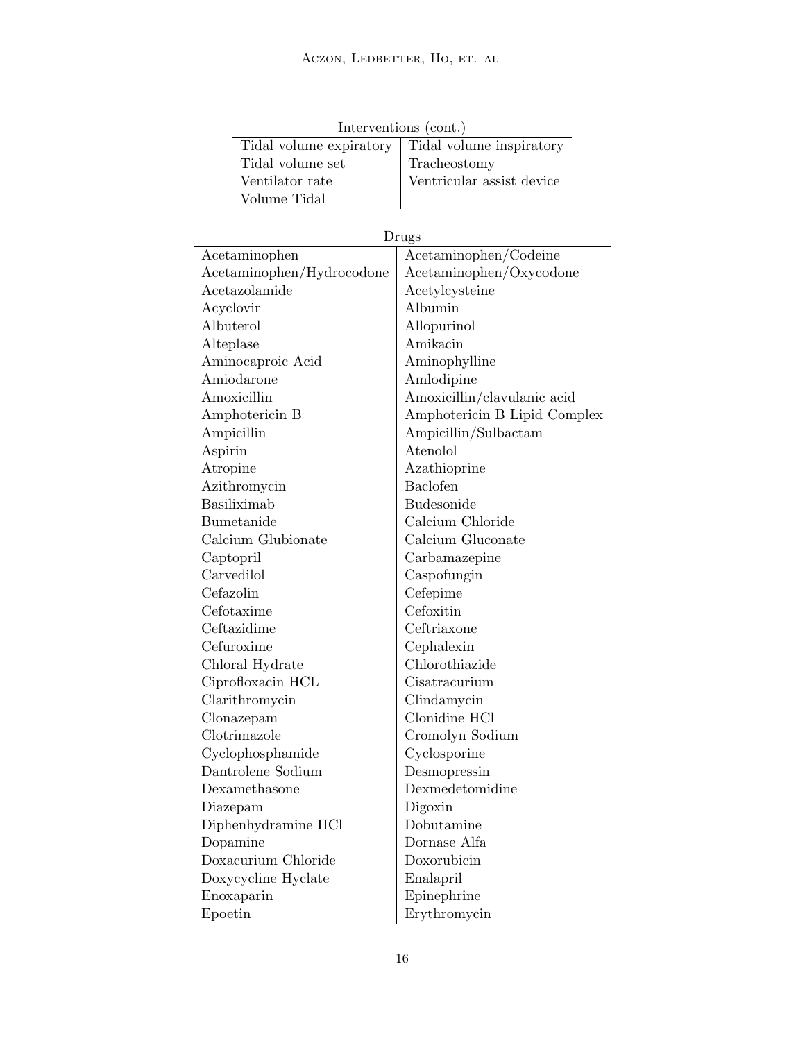Interventions (cont.)

| | |
|---|---|
| Tidal volume expiratory | Tidal volume inspiratory |
| Tidal volume set | Tracheostomy |
| Ventilator rate | Ventricular assist device |
| Volume Tidal | |

Drugs

| | |
|---|---|
| Acetaminophen | Acetaminophen/Codeine |
| Acetaminophen/Hydrocodone | Acetaminophen/Oxycodone |
| Acetazolamide | Acetylcysteine |
| Acyclovir | Albumin |
| Albuterol | Allopurinol |
| Alteplase | Amikacin |
| Aminocaproic Acid | Aminophylline |
| Amiodarone | Amlodipine |
| Amoxicillin | Amoxicillin/clavulanic acid |
| Amphotericin B | Amphotericin B Lipid Complex |
| Ampicillin | Ampicillin/Sulbactam |
| Aspirin | Atenolol |
| Atropine | Azathioprine |
| Azithromycin | Baclofen |
| Basiliximab | Budesonide |
| Bumetanide | Calcium Chloride |
| Calcium Glubionate | Calcium Gluconate |
| Captopril | Carbamazepine |
| Carvedilol | Caspofungin |
| Cefazolin | Cefepime |
| Cefotaxime | Cefoxitin |
| Ceftazidime | Ceftriaxone |
| Cefuroxime | Cephalexin |
| Chloral Hydrate | Chlorothiazide |
| Ciprofloxacin HCL | Cisatracurium |
| Clarithromycin | Clindamycin |
| Clonazepam | Clonidine HCl |
| Clotrimazole | Cromolyn Sodium |
| Cyclophosphamide | Cyclosporine |
| Dantrolene Sodium | Desmopressin |
| Dexamethasone | Dexmedetomidine |
| Diazepam | Digoxin |
| Diphenhydramine HCl | Dobutamine |
| Dopamine | Dornase Alfa |
| Doxacurium Chloride | Doxorubicin |
| Doxycycline Hyclate | Enalapril |
| Enoxaparin | Epinephrine |
| Epoetin | Erythromycin |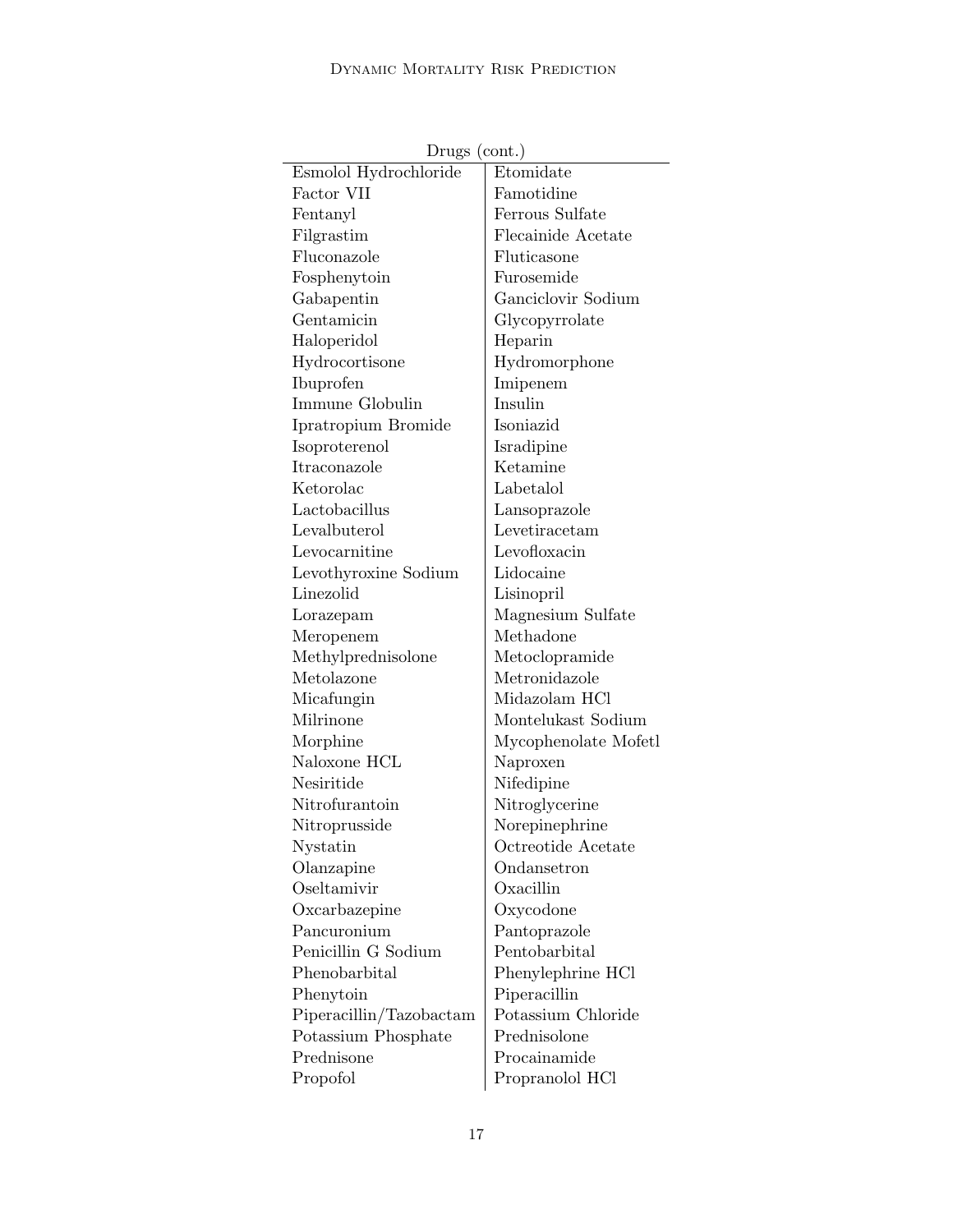| Drugs (cont.) | |
|---|---|
| Esmolol Hydrochloride | Etomidate |
| Factor VII | Famotidine |
| Fentanyl | Ferrous Sulfate |
| Filgrastim | Flecainide Acetate |
| Fluconazole | Fluticasone |
| Fosphenytoin | Furosemide |
| Gabapentin | Ganciclovir Sodium |
| Gentamicin | Glycopyrrolate |
| Haloperidol | Heparin |
| Hydrocortisone | Hydromorphone |
| Ibuprofen | Imipenem |
| Immune Globulin | Insulin |
| Ipratropium Bromide | Isoniazid |
| Isoproterenol | Isradipine |
| Itraconazole | Ketamine |
| Ketorolac | Labetalol |
| Lactobacillus | Lansoprazole |
| Levalbuterol | Levetiracetam |
| Levocarnitine | Levofloxacin |
| Levothyroxine Sodium | Lidocaine |
| Linezolid | Lisinopril |
| Lorazepam | Magnesium Sulfate |
| Meropenem | Methadone |
| Methylprednisolone | Metoclopramide |
| Metolazone | Metronidazole |
| Micafungin | Midazolam HCl |
| Milrinone | Montelukast Sodium |
| Morphine | Mycophenolate Mofetl |
| Naloxone HCL | Naproxen |
| Nesiritide | Nifedipine |
| Nitrofurantoin | Nitroglycerine |
| Nitroprusside | Norepinephrine |
| Nystatin | Octreotide Acetate |
| Olanzapine | Ondansetron |
| Oseltamivir | Oxacillin |
| Oxcarbazepine | Oxycodone |
| Pancuronium | Pantoprazole |
| Penicillin G Sodium | Pentobarbital |
| Phenobarbital | Phenylephrine HCl |
| Phenytoin | Piperacillin |
| Piperacillin/Tazobactam | Potassium Chloride |
| Potassium Phosphate | Prednisolone |
| Prednisone | Procainamide |
| Propofol | Propranolol HCl |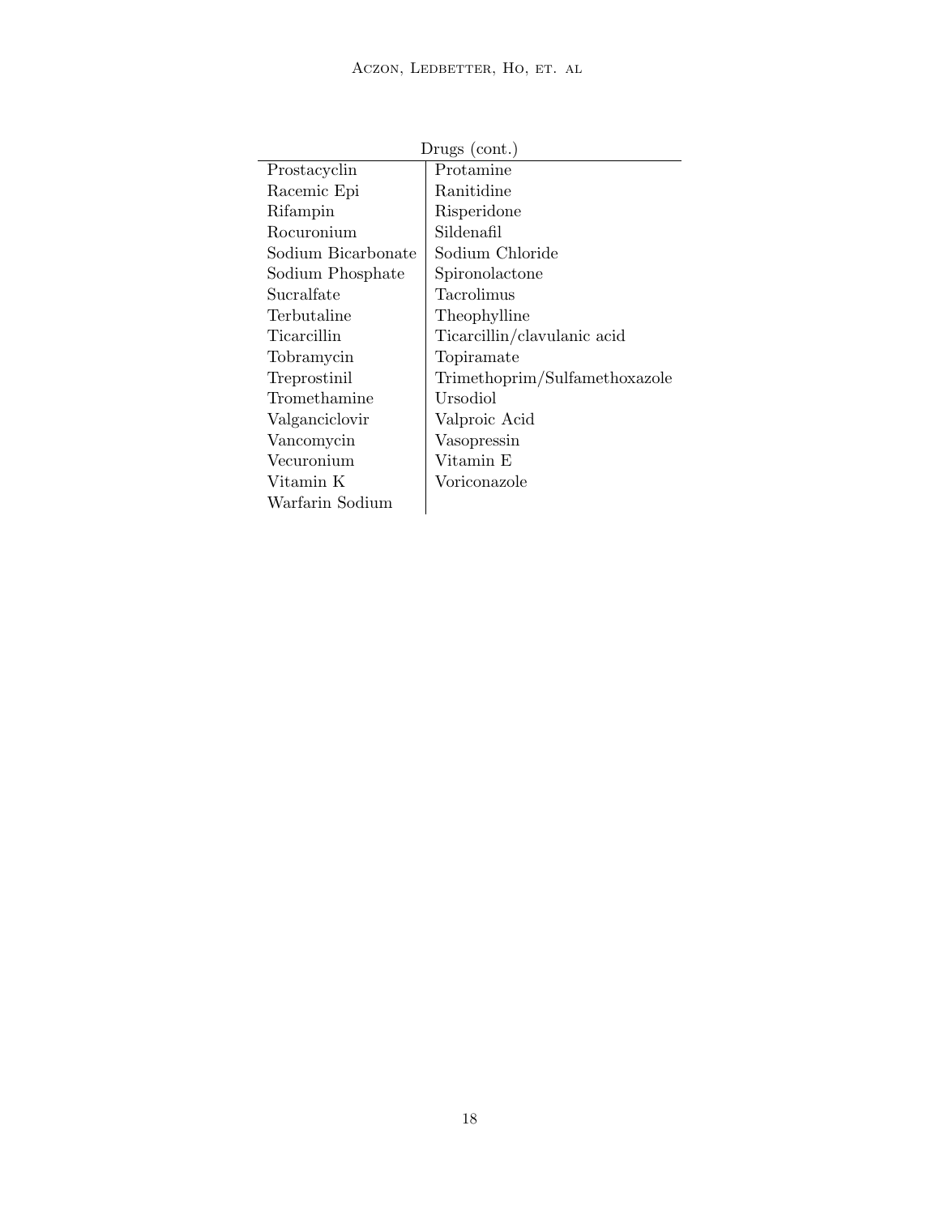Drugs (cont.)

| | |
|---|---|
| Prostacyclin | Protamine |
| Racemic Epi | Ranitidine |
| Rifampin | Risperidone |
| Rocuronium | Sildenafil |
| Sodium Bicarbonate | Sodium Chloride |
| Sodium Phosphate | Spironolactone |
| Sucralfate | Tacrolimus |
| Terbutaline | Theophylline |
| Ticarcillin | Ticarcillin/clavulanic acid |
| Tobramycin | Topiramate |
| Treprostinil | Trimethoprim/Sulfamethoxazole |
| Tromethamine | Ursodiol |
| Valganciclovir | Valproic Acid |
| Vancomycin | Vasopressin |
| Vecuronium | Vitamin E |
| Vitamin K | Voriconazole |
| Warfarin Sodium | |